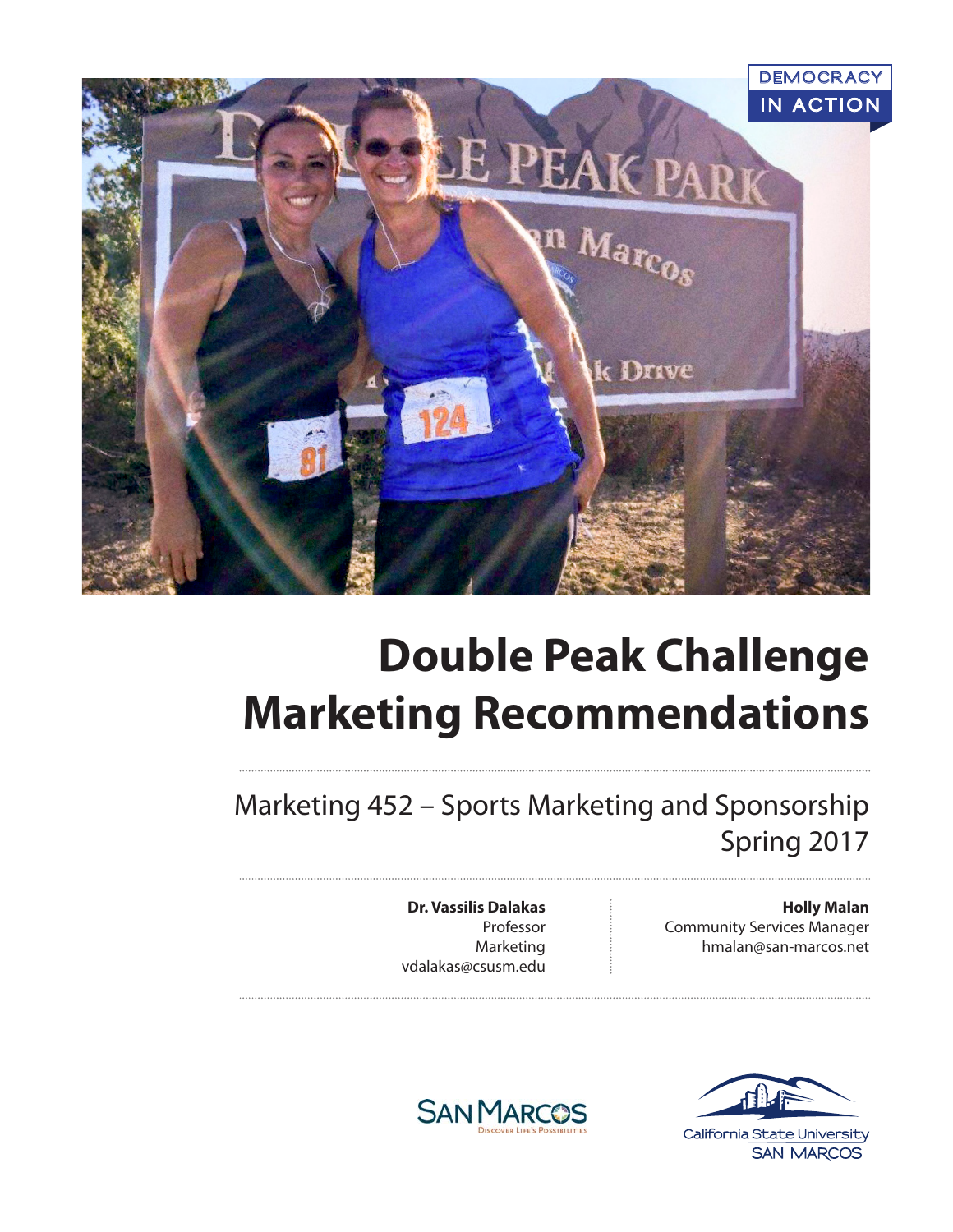DEMOCRACY IN ACTION

# Double Peak Challenge Marketing Recommendations

Marketing 452 – Sports Marketing and Sponsorship
Spring 2017

**Dr. Vassilis Dalakas**
Professor
Marketing
vdalakas@csusm.edu

**Holly Malan**
Community Services Manager
hmalan@san-marcos.net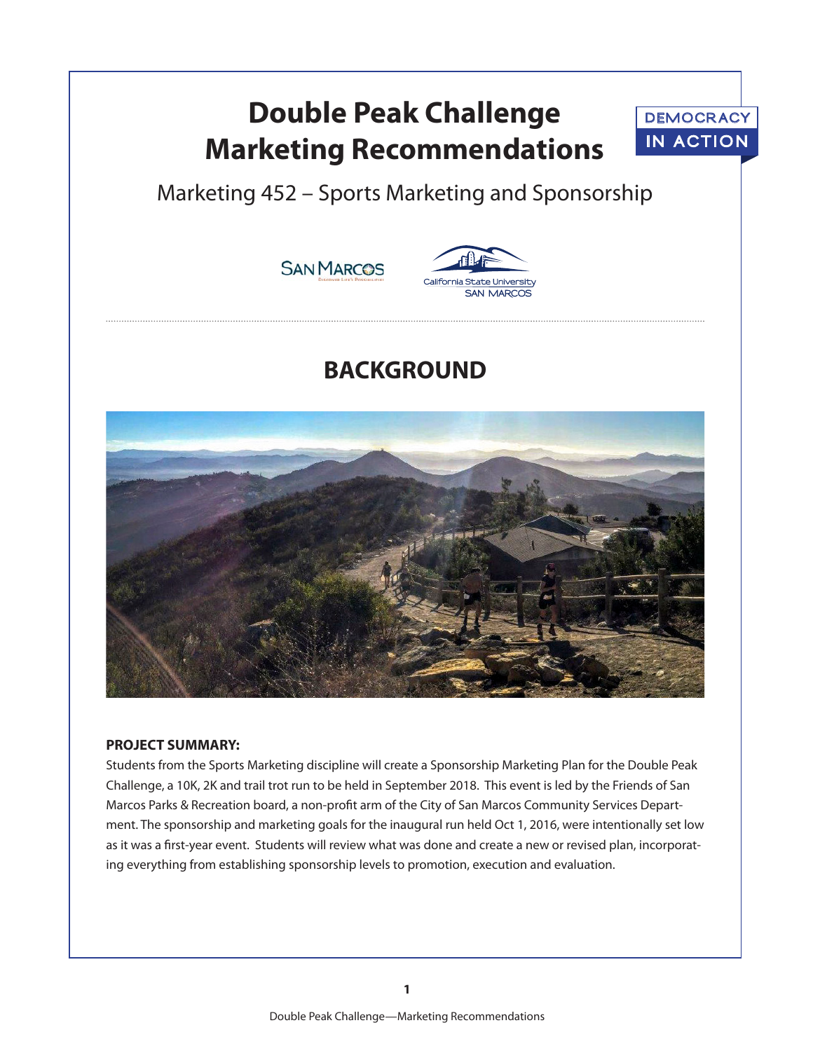# Double Peak Challenge Marketing Recommendations

DEMOCRACY IN ACTION

Marketing 452 – Sports Marketing and Sponsorship

## BACKGROUND

**PROJECT SUMMARY:**

Students from the Sports Marketing discipline will create a Sponsorship Marketing Plan for the Double Peak Challenge, a 10K, 2K and trail trot run to be held in September 2018. This event is led by the Friends of San Marcos Parks & Recreation board, a non-profit arm of the City of San Marcos Community Services Department. The sponsorship and marketing goals for the inaugural run held Oct 1, 2016, were intentionally set low as it was a first-year event. Students will review what was done and create a new or revised plan, incorporating everything from establishing sponsorship levels to promotion, execution and evaluation.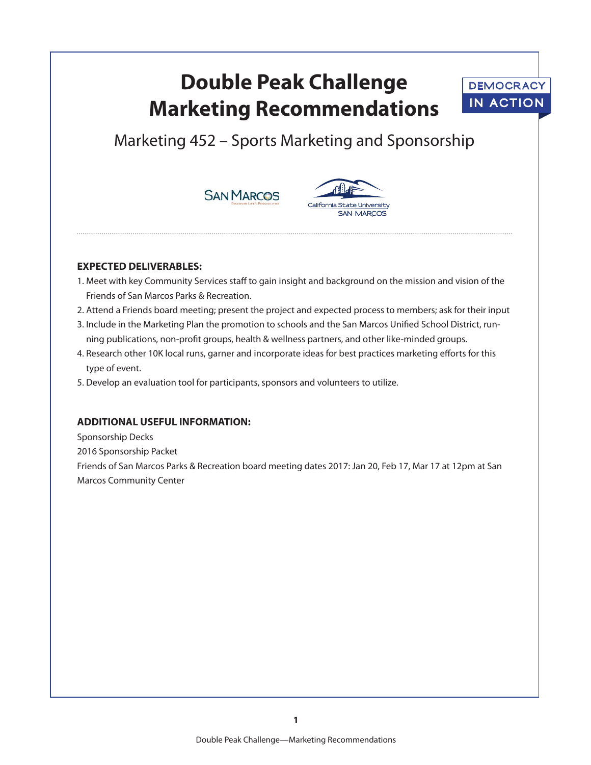# Double Peak Challenge Marketing Recommendations

DEMOCRACY IN ACTION

## Marketing 452 – Sports Marketing and Sponsorship

**EXPECTED DELIVERABLES:**

1. Meet with key Community Services staff to gain insight and background on the mission and vision of the Friends of San Marcos Parks & Recreation.
2. Attend a Friends board meeting; present the project and expected process to members; ask for their input
3. Include in the Marketing Plan the promotion to schools and the San Marcos Unified School District, running publications, non-profit groups, health & wellness partners, and other like-minded groups.
4. Research other 10K local runs, garner and incorporate ideas for best practices marketing efforts for this type of event.
5. Develop an evaluation tool for participants, sponsors and volunteers to utilize.

**ADDITIONAL USEFUL INFORMATION:**

Sponsorship Decks

2016 Sponsorship Packet

Friends of San Marcos Parks & Recreation board meeting dates 2017: Jan 20, Feb 17, Mar 17 at 12pm at San Marcos Community Center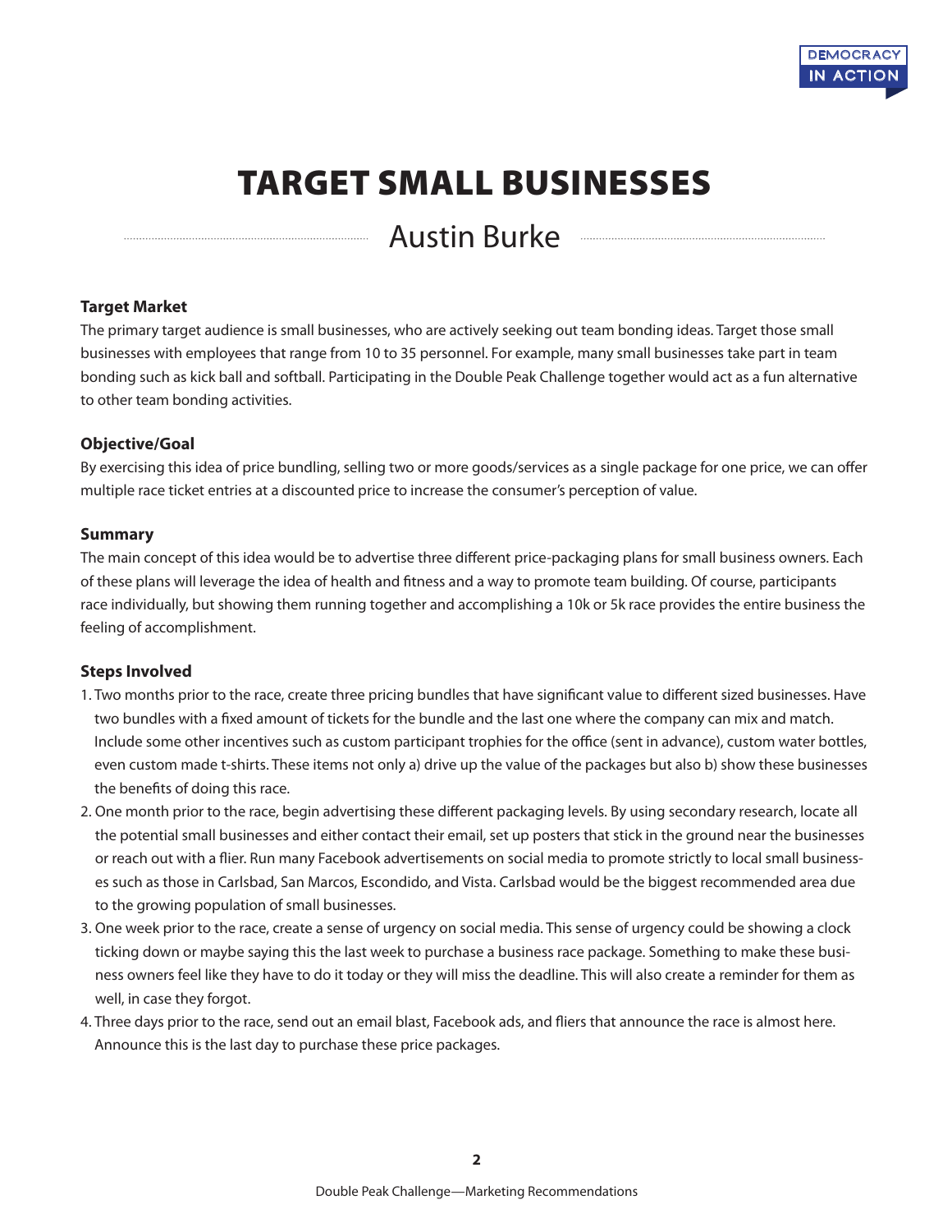# TARGET SMALL BUSINESSES

## Austin Burke

### Target Market

The primary target audience is small businesses, who are actively seeking out team bonding ideas. Target those small businesses with employees that range from 10 to 35 personnel. For example, many small businesses take part in team bonding such as kick ball and softball. Participating in the Double Peak Challenge together would act as a fun alternative to other team bonding activities.

### Objective/Goal

By exercising this idea of price bundling, selling two or more goods/services as a single package for one price, we can offer multiple race ticket entries at a discounted price to increase the consumer's perception of value.

### Summary

The main concept of this idea would be to advertise three different price-packaging plans for small business owners. Each of these plans will leverage the idea of health and fitness and a way to promote team building. Of course, participants race individually, but showing them running together and accomplishing a 10k or 5k race provides the entire business the feeling of accomplishment.

### Steps Involved

1. Two months prior to the race, create three pricing bundles that have significant value to different sized businesses. Have two bundles with a fixed amount of tickets for the bundle and the last one where the company can mix and match. Include some other incentives such as custom participant trophies for the office (sent in advance), custom water bottles, even custom made t-shirts. These items not only a) drive up the value of the packages but also b) show these businesses the benefits of doing this race.
2. One month prior to the race, begin advertising these different packaging levels. By using secondary research, locate all the potential small businesses and either contact their email, set up posters that stick in the ground near the businesses or reach out with a flier. Run many Facebook advertisements on social media to promote strictly to local small businesses such as those in Carlsbad, San Marcos, Escondido, and Vista. Carlsbad would be the biggest recommended area due to the growing population of small businesses.
3. One week prior to the race, create a sense of urgency on social media. This sense of urgency could be showing a clock ticking down or maybe saying this the last week to purchase a business race package. Something to make these business owners feel like they have to do it today or they will miss the deadline. This will also create a reminder for them as well, in case they forgot.
4. Three days prior to the race, send out an email blast, Facebook ads, and fliers that announce the race is almost here. Announce this is the last day to purchase these price packages.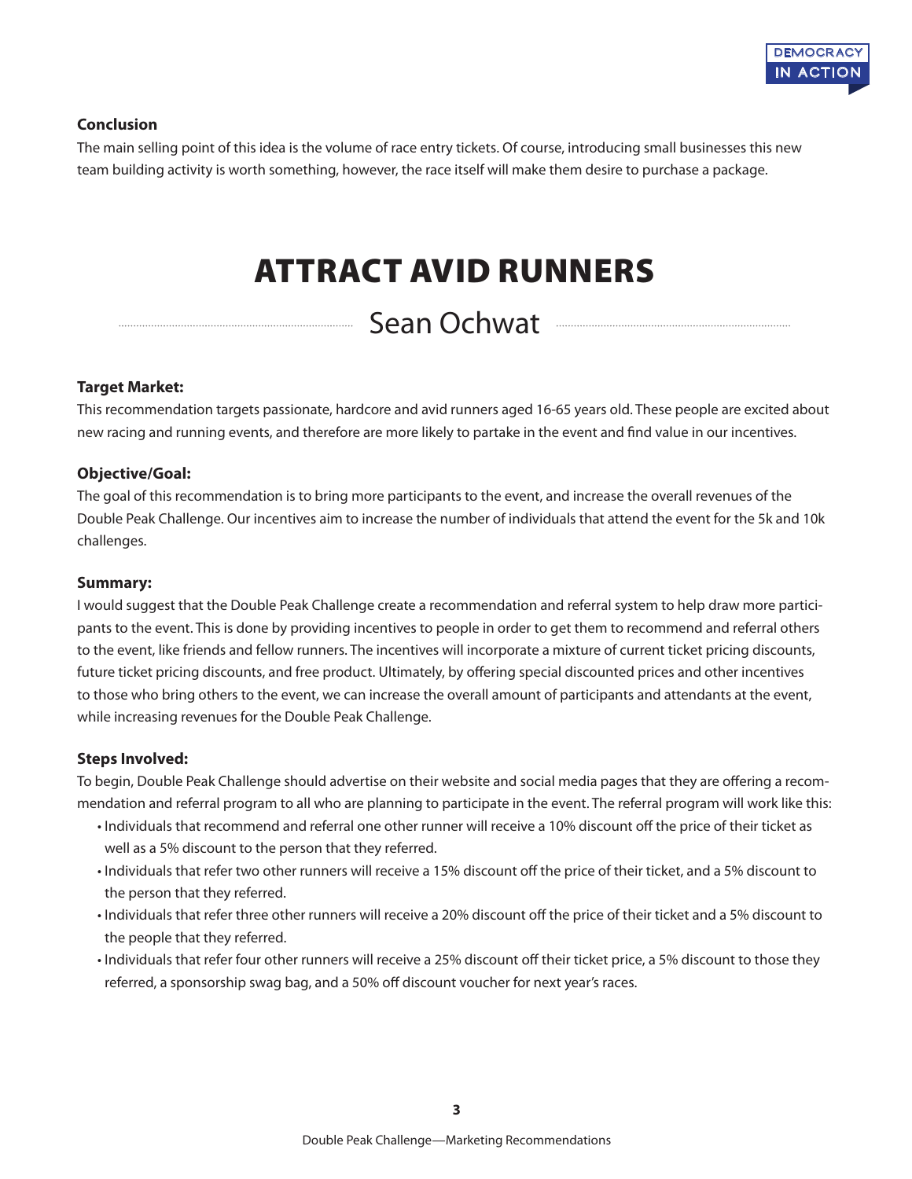### Conclusion

The main selling point of this idea is the volume of race entry tickets. Of course, introducing small businesses this new team building activity is worth something, however, the race itself will make them desire to purchase a package.

# ATTRACT AVID RUNNERS

## Sean Ochwat

### Target Market:

This recommendation targets passionate, hardcore and avid runners aged 16-65 years old. These people are excited about new racing and running events, and therefore are more likely to partake in the event and find value in our incentives.

### Objective/Goal:

The goal of this recommendation is to bring more participants to the event, and increase the overall revenues of the Double Peak Challenge. Our incentives aim to increase the number of individuals that attend the event for the 5k and 10k challenges.

### Summary:

I would suggest that the Double Peak Challenge create a recommendation and referral system to help draw more participants to the event. This is done by providing incentives to people in order to get them to recommend and referral others to the event, like friends and fellow runners. The incentives will incorporate a mixture of current ticket pricing discounts, future ticket pricing discounts, and free product. Ultimately, by offering special discounted prices and other incentives to those who bring others to the event, we can increase the overall amount of participants and attendants at the event, while increasing revenues for the Double Peak Challenge.

### Steps Involved:

To begin, Double Peak Challenge should advertise on their website and social media pages that they are offering a recommendation and referral program to all who are planning to participate in the event. The referral program will work like this:

- Individuals that recommend and referral one other runner will receive a 10% discount off the price of their ticket as well as a 5% discount to the person that they referred.
- Individuals that refer two other runners will receive a 15% discount off the price of their ticket, and a 5% discount to the person that they referred.
- Individuals that refer three other runners will receive a 20% discount off the price of their ticket and a 5% discount to the people that they referred.
- Individuals that refer four other runners will receive a 25% discount off their ticket price, a 5% discount to those they referred, a sponsorship swag bag, and a 50% off discount voucher for next year's races.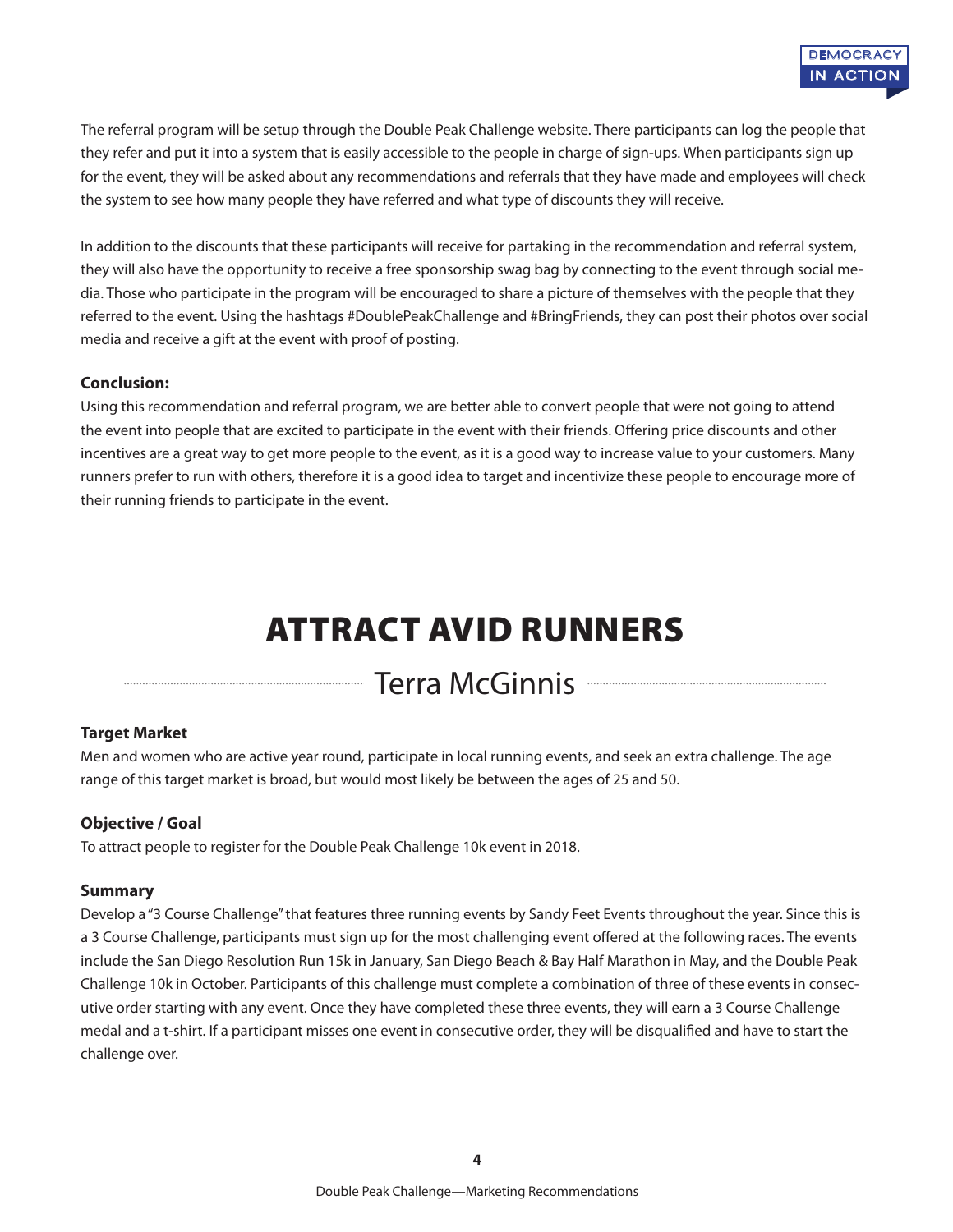The referral program will be setup through the Double Peak Challenge website. There participants can log the people that they refer and put it into a system that is easily accessible to the people in charge of sign-ups. When participants sign up for the event, they will be asked about any recommendations and referrals that they have made and employees will check the system to see how many people they have referred and what type of discounts they will receive.

In addition to the discounts that these participants will receive for partaking in the recommendation and referral system, they will also have the opportunity to receive a free sponsorship swag bag by connecting to the event through social media. Those who participate in the program will be encouraged to share a picture of themselves with the people that they referred to the event. Using the hashtags #DoublePeakChallenge and #BringFriends, they can post their photos over social media and receive a gift at the event with proof of posting.

**Conclusion:**

Using this recommendation and referral program, we are better able to convert people that were not going to attend the event into people that are excited to participate in the event with their friends. Offering price discounts and other incentives are a great way to get more people to the event, as it is a good way to increase value to your customers. Many runners prefer to run with others, therefore it is a good idea to target and incentivize these people to encourage more of their running friends to participate in the event.

# ATTRACT AVID RUNNERS

## Terra McGinnis

**Target Market**

Men and women who are active year round, participate in local running events, and seek an extra challenge. The age range of this target market is broad, but would most likely be between the ages of 25 and 50.

**Objective / Goal**

To attract people to register for the Double Peak Challenge 10k event in 2018.

**Summary**

Develop a "3 Course Challenge" that features three running events by Sandy Feet Events throughout the year. Since this is a 3 Course Challenge, participants must sign up for the most challenging event offered at the following races. The events include the San Diego Resolution Run 15k in January, San Diego Beach & Bay Half Marathon in May, and the Double Peak Challenge 10k in October. Participants of this challenge must complete a combination of three of these events in consecutive order starting with any event. Once they have completed these three events, they will earn a 3 Course Challenge medal and a t-shirt. If a participant misses one event in consecutive order, they will be disqualified and have to start the challenge over.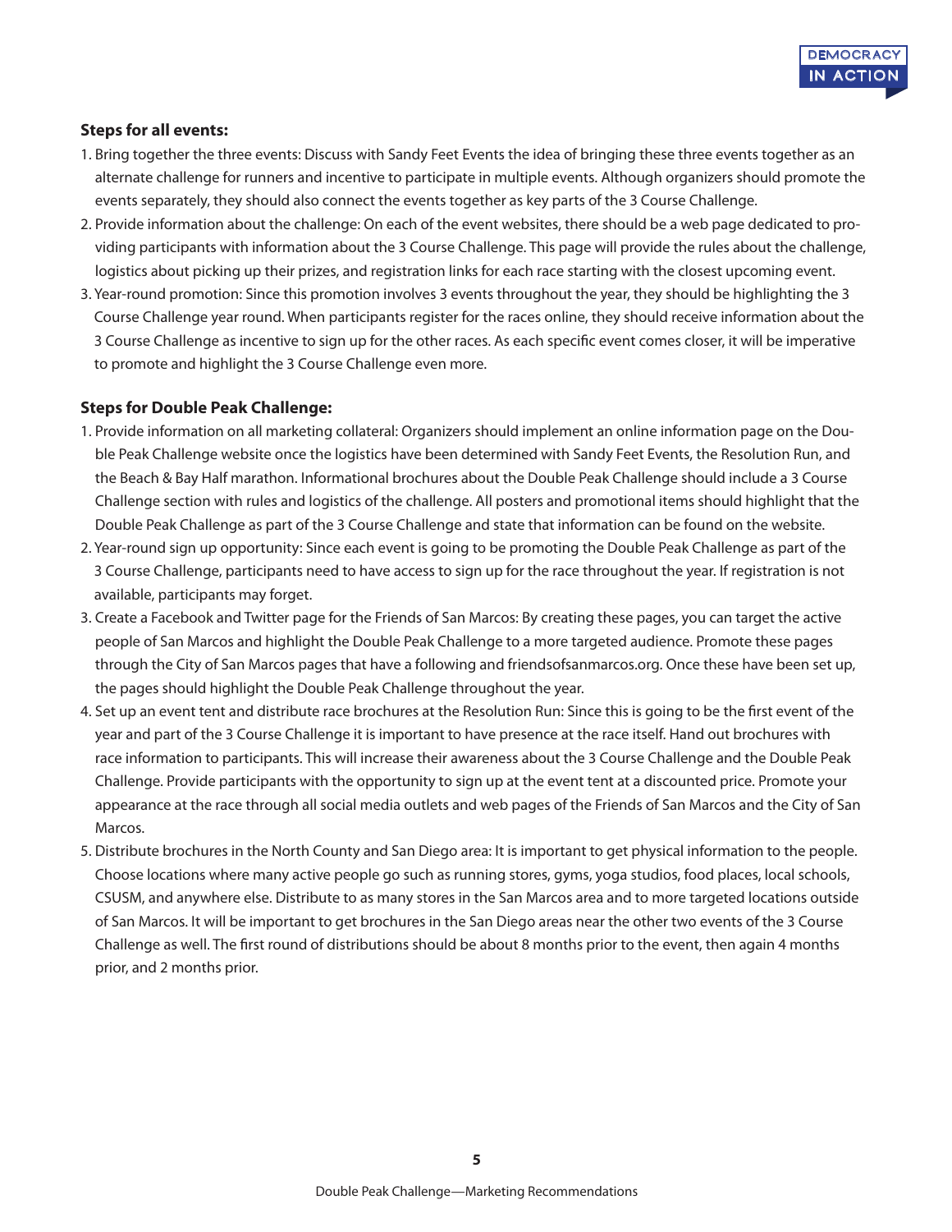**Steps for all events:**

1. Bring together the three events: Discuss with Sandy Feet Events the idea of bringing these three events together as an alternate challenge for runners and incentive to participate in multiple events. Although organizers should promote the events separately, they should also connect the events together as key parts of the 3 Course Challenge.
2. Provide information about the challenge: On each of the event websites, there should be a web page dedicated to providing participants with information about the 3 Course Challenge. This page will provide the rules about the challenge, logistics about picking up their prizes, and registration links for each race starting with the closest upcoming event.
3. Year-round promotion: Since this promotion involves 3 events throughout the year, they should be highlighting the 3 Course Challenge year round. When participants register for the races online, they should receive information about the 3 Course Challenge as incentive to sign up for the other races. As each specific event comes closer, it will be imperative to promote and highlight the 3 Course Challenge even more.

**Steps for Double Peak Challenge:**

1. Provide information on all marketing collateral: Organizers should implement an online information page on the Double Peak Challenge website once the logistics have been determined with Sandy Feet Events, the Resolution Run, and the Beach & Bay Half marathon. Informational brochures about the Double Peak Challenge should include a 3 Course Challenge section with rules and logistics of the challenge. All posters and promotional items should highlight that the Double Peak Challenge as part of the 3 Course Challenge and state that information can be found on the website.
2. Year-round sign up opportunity: Since each event is going to be promoting the Double Peak Challenge as part of the 3 Course Challenge, participants need to have access to sign up for the race throughout the year. If registration is not available, participants may forget.
3. Create a Facebook and Twitter page for the Friends of San Marcos: By creating these pages, you can target the active people of San Marcos and highlight the Double Peak Challenge to a more targeted audience. Promote these pages through the City of San Marcos pages that have a following and friendsofsanmarcos.org. Once these have been set up, the pages should highlight the Double Peak Challenge throughout the year.
4. Set up an event tent and distribute race brochures at the Resolution Run: Since this is going to be the first event of the year and part of the 3 Course Challenge it is important to have presence at the race itself. Hand out brochures with race information to participants. This will increase their awareness about the 3 Course Challenge and the Double Peak Challenge. Provide participants with the opportunity to sign up at the event tent at a discounted price. Promote your appearance at the race through all social media outlets and web pages of the Friends of San Marcos and the City of San Marcos.
5. Distribute brochures in the North County and San Diego area: It is important to get physical information to the people. Choose locations where many active people go such as running stores, gyms, yoga studios, food places, local schools, CSUSM, and anywhere else. Distribute to as many stores in the San Marcos area and to more targeted locations outside of San Marcos. It will be important to get brochures in the San Diego areas near the other two events of the 3 Course Challenge as well. The first round of distributions should be about 8 months prior to the event, then again 4 months prior, and 2 months prior.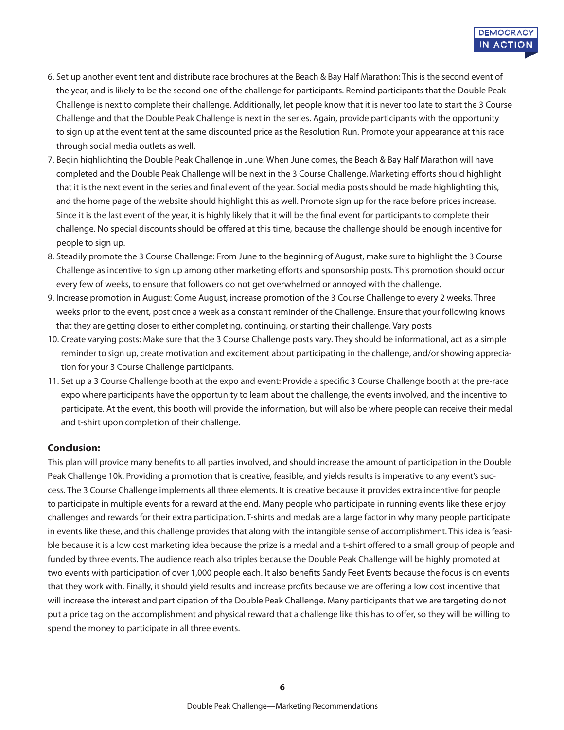6. Set up another event tent and distribute race brochures at the Beach & Bay Half Marathon: This is the second event of the year, and is likely to be the second one of the challenge for participants. Remind participants that the Double Peak Challenge is next to complete their challenge. Additionally, let people know that it is never too late to start the 3 Course Challenge and that the Double Peak Challenge is next in the series. Again, provide participants with the opportunity to sign up at the event tent at the same discounted price as the Resolution Run. Promote your appearance at this race through social media outlets as well.
7. Begin highlighting the Double Peak Challenge in June: When June comes, the Beach & Bay Half Marathon will have completed and the Double Peak Challenge will be next in the 3 Course Challenge. Marketing efforts should highlight that it is the next event in the series and final event of the year. Social media posts should be made highlighting this, and the home page of the website should highlight this as well. Promote sign up for the race before prices increase. Since it is the last event of the year, it is highly likely that it will be the final event for participants to complete their challenge. No special discounts should be offered at this time, because the challenge should be enough incentive for people to sign up.
8. Steadily promote the 3 Course Challenge: From June to the beginning of August, make sure to highlight the 3 Course Challenge as incentive to sign up among other marketing efforts and sponsorship posts. This promotion should occur every few of weeks, to ensure that followers do not get overwhelmed or annoyed with the challenge.
9. Increase promotion in August: Come August, increase promotion of the 3 Course Challenge to every 2 weeks. Three weeks prior to the event, post once a week as a constant reminder of the Challenge. Ensure that your following knows that they are getting closer to either completing, continuing, or starting their challenge. Vary posts
10. Create varying posts: Make sure that the 3 Course Challenge posts vary. They should be informational, act as a simple reminder to sign up, create motivation and excitement about participating in the challenge, and/or showing appreciation for your 3 Course Challenge participants.
11. Set up a 3 Course Challenge booth at the expo and event: Provide a specific 3 Course Challenge booth at the pre-race expo where participants have the opportunity to learn about the challenge, the events involved, and the incentive to participate. At the event, this booth will provide the information, but will also be where people can receive their medal and t-shirt upon completion of their challenge.

**Conclusion:**

This plan will provide many benefits to all parties involved, and should increase the amount of participation in the Double Peak Challenge 10k. Providing a promotion that is creative, feasible, and yields results is imperative to any event's success. The 3 Course Challenge implements all three elements. It is creative because it provides extra incentive for people to participate in multiple events for a reward at the end. Many people who participate in running events like these enjoy challenges and rewards for their extra participation. T-shirts and medals are a large factor in why many people participate in events like these, and this challenge provides that along with the intangible sense of accomplishment. This idea is feasible because it is a low cost marketing idea because the prize is a medal and a t-shirt offered to a small group of people and funded by three events. The audience reach also triples because the Double Peak Challenge will be highly promoted at two events with participation of over 1,000 people each. It also benefits Sandy Feet Events because the focus is on events that they work with. Finally, it should yield results and increase profits because we are offering a low cost incentive that will increase the interest and participation of the Double Peak Challenge. Many participants that we are targeting do not put a price tag on the accomplishment and physical reward that a challenge like this has to offer, so they will be willing to spend the money to participate in all three events.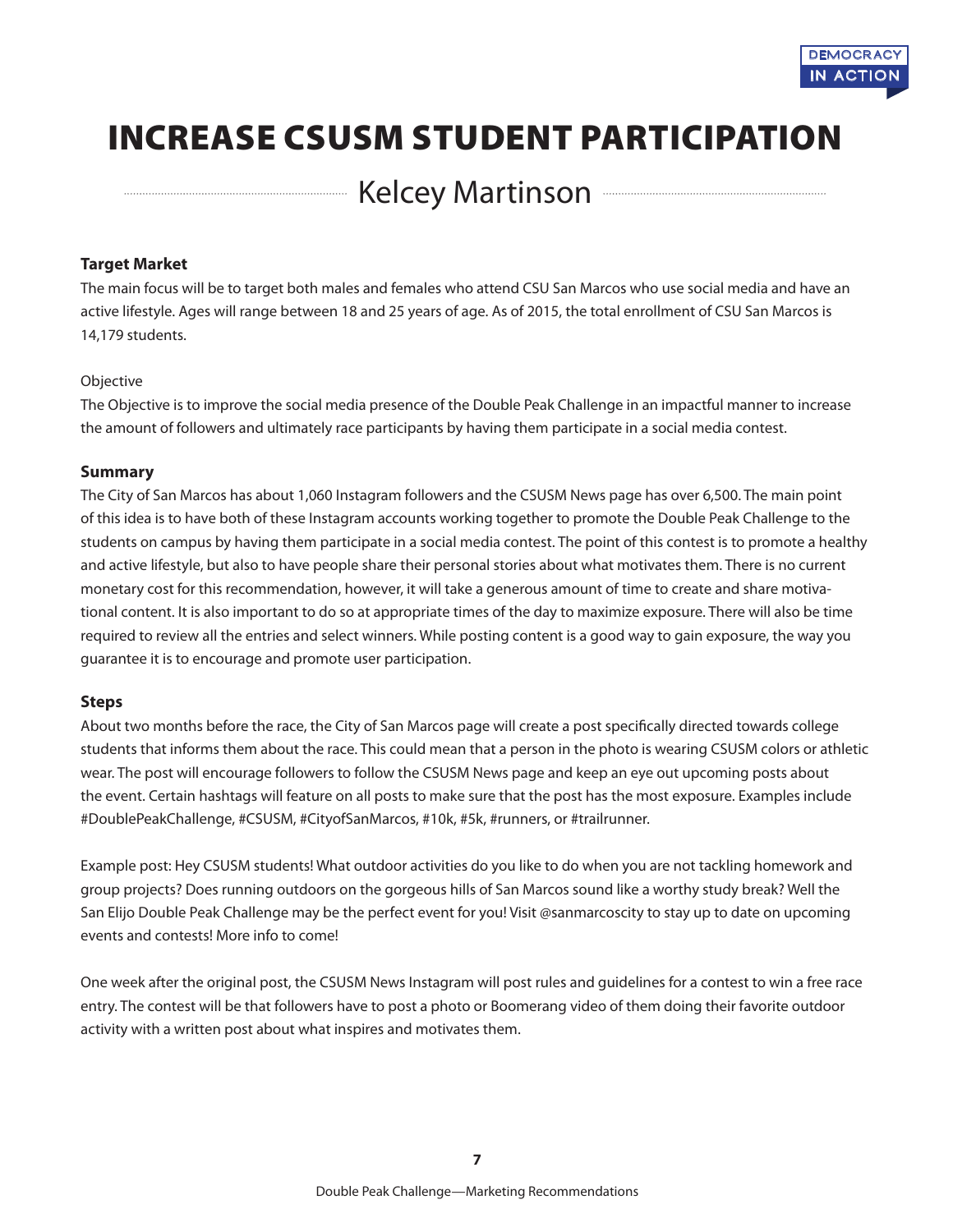# INCREASE CSUSM STUDENT PARTICIPATION

## Kelcey Martinson

**Target Market**

The main focus will be to target both males and females who attend CSU San Marcos who use social media and have an active lifestyle. Ages will range between 18 and 25 years of age. As of 2015, the total enrollment of CSU San Marcos is 14,179 students.

Objective

The Objective is to improve the social media presence of the Double Peak Challenge in an impactful manner to increase the amount of followers and ultimately race participants by having them participate in a social media contest.

**Summary**

The City of San Marcos has about 1,060 Instagram followers and the CSUSM News page has over 6,500. The main point of this idea is to have both of these Instagram accounts working together to promote the Double Peak Challenge to the students on campus by having them participate in a social media contest. The point of this contest is to promote a healthy and active lifestyle, but also to have people share their personal stories about what motivates them. There is no current monetary cost for this recommendation, however, it will take a generous amount of time to create and share motivational content. It is also important to do so at appropriate times of the day to maximize exposure. There will also be time required to review all the entries and select winners. While posting content is a good way to gain exposure, the way you guarantee it is to encourage and promote user participation.

**Steps**

About two months before the race, the City of San Marcos page will create a post specifically directed towards college students that informs them about the race. This could mean that a person in the photo is wearing CSUSM colors or athletic wear. The post will encourage followers to follow the CSUSM News page and keep an eye out upcoming posts about the event. Certain hashtags will feature on all posts to make sure that the post has the most exposure. Examples include #DoublePeakChallenge, #CSUSM, #CityofSanMarcos, #10k, #5k, #runners, or #trailrunner.

Example post: Hey CSUSM students! What outdoor activities do you like to do when you are not tackling homework and group projects? Does running outdoors on the gorgeous hills of San Marcos sound like a worthy study break? Well the San Elijo Double Peak Challenge may be the perfect event for you! Visit @sanmarcoscity to stay up to date on upcoming events and contests! More info to come!

One week after the original post, the CSUSM News Instagram will post rules and guidelines for a contest to win a free race entry. The contest will be that followers have to post a photo or Boomerang video of them doing their favorite outdoor activity with a written post about what inspires and motivates them.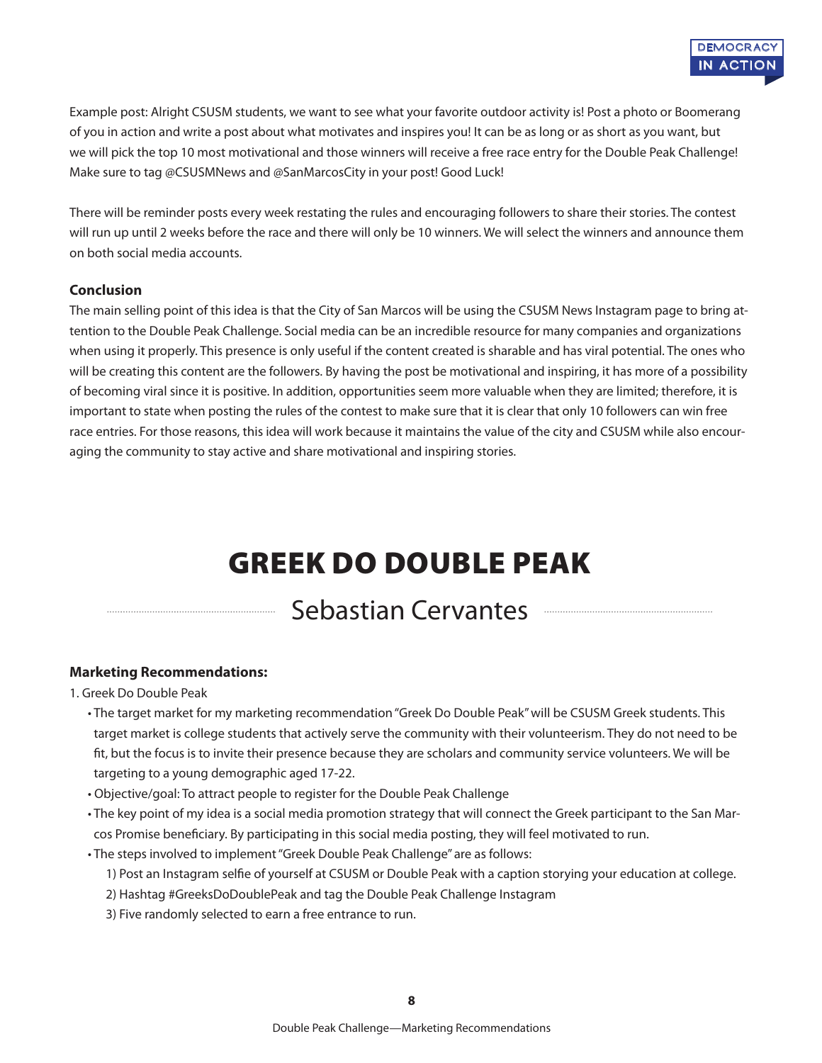Example post: Alright CSUSM students, we want to see what your favorite outdoor activity is! Post a photo or Boomerang of you in action and write a post about what motivates and inspires you! It can be as long or as short as you want, but we will pick the top 10 most motivational and those winners will receive a free race entry for the Double Peak Challenge! Make sure to tag @CSUSMNews and @SanMarcosCity in your post! Good Luck!

There will be reminder posts every week restating the rules and encouraging followers to share their stories. The contest will run up until 2 weeks before the race and there will only be 10 winners. We will select the winners and announce them on both social media accounts.

**Conclusion**

The main selling point of this idea is that the City of San Marcos will be using the CSUSM News Instagram page to bring attention to the Double Peak Challenge. Social media can be an incredible resource for many companies and organizations when using it properly. This presence is only useful if the content created is sharable and has viral potential. The ones who will be creating this content are the followers. By having the post be motivational and inspiring, it has more of a possibility of becoming viral since it is positive. In addition, opportunities seem more valuable when they are limited; therefore, it is important to state when posting the rules of the contest to make sure that it is clear that only 10 followers can win free race entries. For those reasons, this idea will work because it maintains the value of the city and CSUSM while also encouraging the community to stay active and share motivational and inspiring stories.

# GREEK DO DOUBLE PEAK

## Sebastian Cervantes

**Marketing Recommendations:**

1. Greek Do Double Peak
   - The target market for my marketing recommendation "Greek Do Double Peak" will be CSUSM Greek students. This target market is college students that actively serve the community with their volunteerism. They do not need to be fit, but the focus is to invite their presence because they are scholars and community service volunteers. We will be targeting to a young demographic aged 17-22.
   - Objective/goal: To attract people to register for the Double Peak Challenge
   - The key point of my idea is a social media promotion strategy that will connect the Greek participant to the San Marcos Promise beneficiary. By participating in this social media posting, they will feel motivated to run.
   - The steps involved to implement "Greek Double Peak Challenge" are as follows:
     1) Post an Instagram selfie of yourself at CSUSM or Double Peak with a caption storying your education at college.
     2) Hashtag #GreeksDoDoublePeak and tag the Double Peak Challenge Instagram
     3) Five randomly selected to earn a free entrance to run.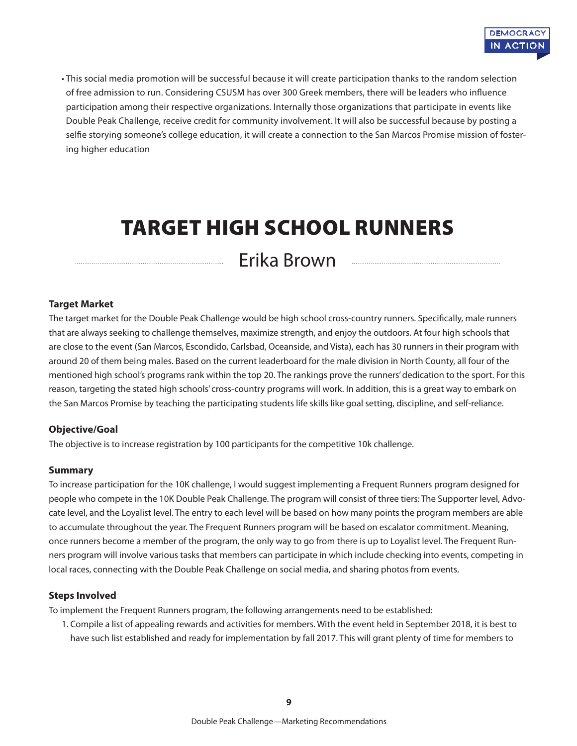- This social media promotion will be successful because it will create participation thanks to the random selection of free admission to run. Considering CSUSM has over 300 Greek members, there will be leaders who influence participation among their respective organizations. Internally those organizations that participate in events like Double Peak Challenge, receive credit for community involvement. It will also be successful because by posting a selfie storying someone's college education, it will create a connection to the San Marcos Promise mission of fostering higher education

# TARGET HIGH SCHOOL RUNNERS

Erika Brown

**Target Market**

The target market for the Double Peak Challenge would be high school cross-country runners. Specifically, male runners that are always seeking to challenge themselves, maximize strength, and enjoy the outdoors. At four high schools that are close to the event (San Marcos, Escondido, Carlsbad, Oceanside, and Vista), each has 30 runners in their program with around 20 of them being males. Based on the current leaderboard for the male division in North County, all four of the mentioned high school's programs rank within the top 20. The rankings prove the runners' dedication to the sport. For this reason, targeting the stated high schools' cross-country programs will work. In addition, this is a great way to embark on the San Marcos Promise by teaching the participating students life skills like goal setting, discipline, and self-reliance.

**Objective/Goal**

The objective is to increase registration by 100 participants for the competitive 10k challenge.

**Summary**

To increase participation for the 10K challenge, I would suggest implementing a Frequent Runners program designed for people who compete in the 10K Double Peak Challenge. The program will consist of three tiers: The Supporter level, Advocate level, and the Loyalist level. The entry to each level will be based on how many points the program members are able to accumulate throughout the year. The Frequent Runners program will be based on escalator commitment. Meaning, once runners become a member of the program, the only way to go from there is up to Loyalist level. The Frequent Runners program will involve various tasks that members can participate in which include checking into events, competing in local races, connecting with the Double Peak Challenge on social media, and sharing photos from events.

**Steps Involved**

To implement the Frequent Runners program, the following arrangements need to be established:

1. Compile a list of appealing rewards and activities for members. With the event held in September 2018, it is best to have such list established and ready for implementation by fall 2017. This will grant plenty of time for members to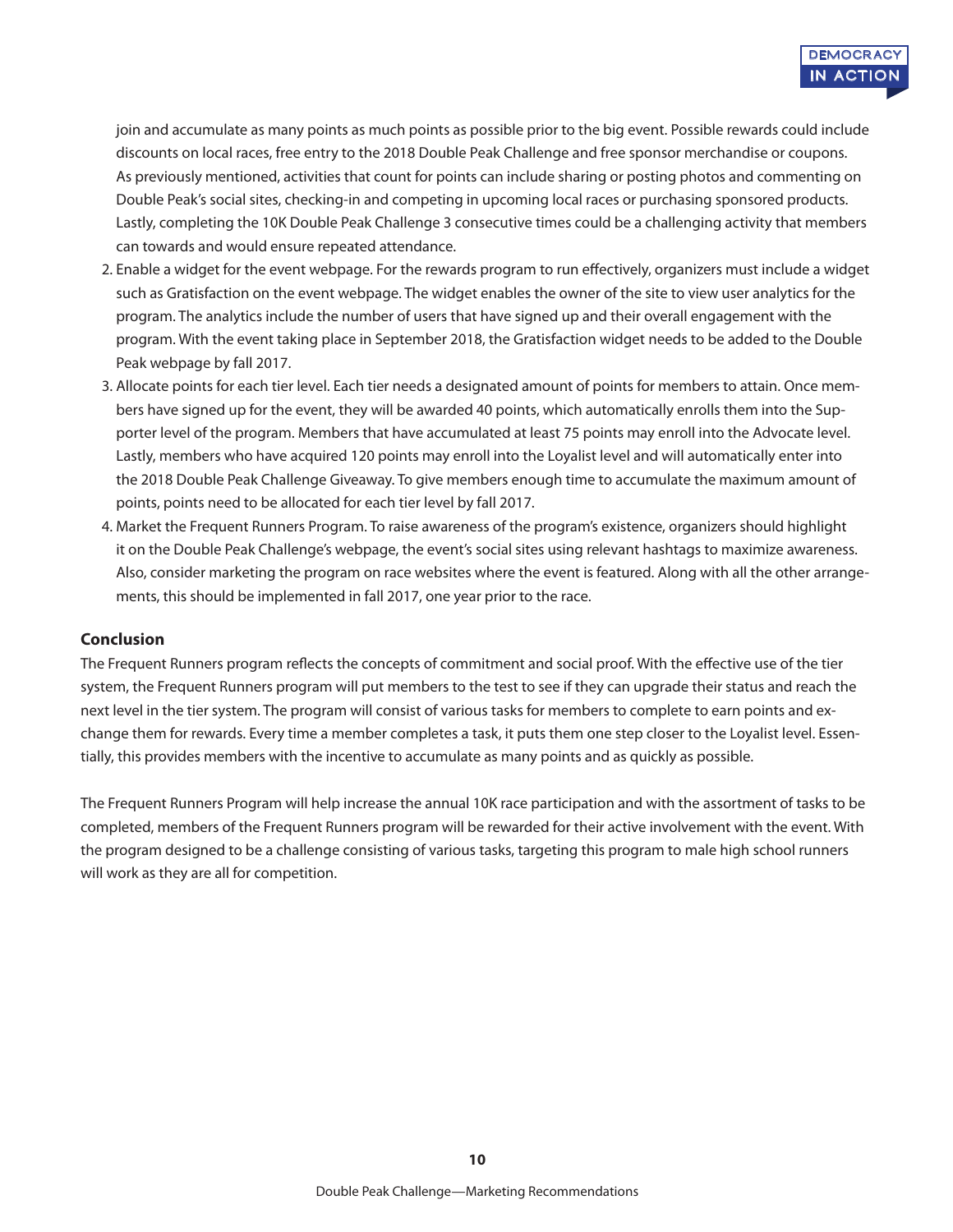join and accumulate as many points as much points as possible prior to the big event. Possible rewards could include discounts on local races, free entry to the 2018 Double Peak Challenge and free sponsor merchandise or coupons. As previously mentioned, activities that count for points can include sharing or posting photos and commenting on Double Peak's social sites, checking-in and competing in upcoming local races or purchasing sponsored products. Lastly, completing the 10K Double Peak Challenge 3 consecutive times could be a challenging activity that members can towards and would ensure repeated attendance.

2. Enable a widget for the event webpage. For the rewards program to run effectively, organizers must include a widget such as Gratisfaction on the event webpage. The widget enables the owner of the site to view user analytics for the program. The analytics include the number of users that have signed up and their overall engagement with the program. With the event taking place in September 2018, the Gratisfaction widget needs to be added to the Double Peak webpage by fall 2017.
3. Allocate points for each tier level. Each tier needs a designated amount of points for members to attain. Once members have signed up for the event, they will be awarded 40 points, which automatically enrolls them into the Supporter level of the program. Members that have accumulated at least 75 points may enroll into the Advocate level. Lastly, members who have acquired 120 points may enroll into the Loyalist level and will automatically enter into the 2018 Double Peak Challenge Giveaway. To give members enough time to accumulate the maximum amount of points, points need to be allocated for each tier level by fall 2017.
4. Market the Frequent Runners Program. To raise awareness of the program's existence, organizers should highlight it on the Double Peak Challenge's webpage, the event's social sites using relevant hashtags to maximize awareness. Also, consider marketing the program on race websites where the event is featured. Along with all the other arrangements, this should be implemented in fall 2017, one year prior to the race.

### Conclusion

The Frequent Runners program reflects the concepts of commitment and social proof. With the effective use of the tier system, the Frequent Runners program will put members to the test to see if they can upgrade their status and reach the next level in the tier system. The program will consist of various tasks for members to complete to earn points and exchange them for rewards. Every time a member completes a task, it puts them one step closer to the Loyalist level. Essentially, this provides members with the incentive to accumulate as many points and as quickly as possible.

The Frequent Runners Program will help increase the annual 10K race participation and with the assortment of tasks to be completed, members of the Frequent Runners program will be rewarded for their active involvement with the event. With the program designed to be a challenge consisting of various tasks, targeting this program to male high school runners will work as they are all for competition.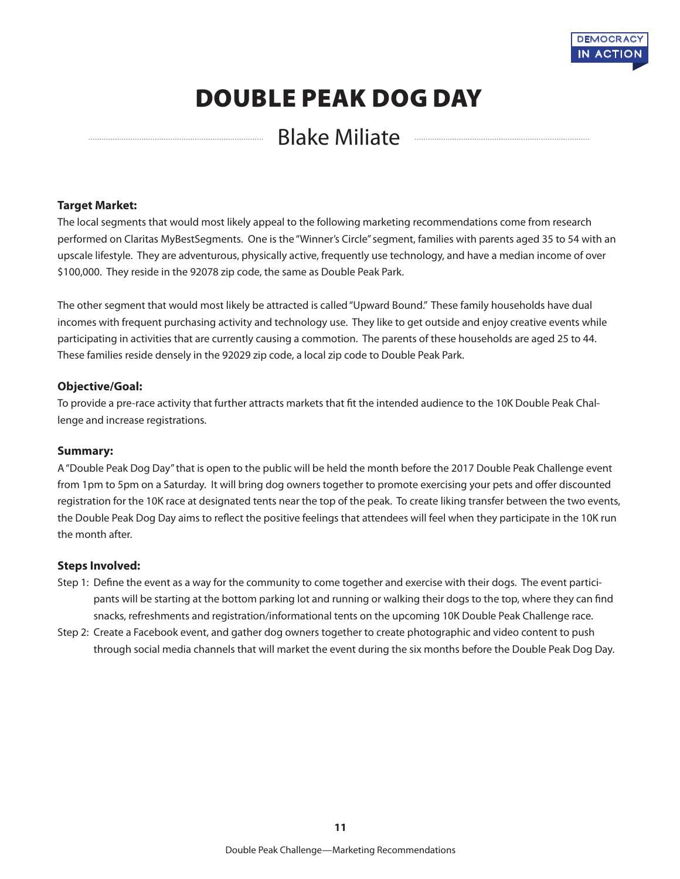# DOUBLE PEAK DOG DAY

## Blake Miliate

**Target Market:**

The local segments that would most likely appeal to the following marketing recommendations come from research performed on Claritas MyBestSegments. One is the "Winner's Circle" segment, families with parents aged 35 to 54 with an upscale lifestyle. They are adventurous, physically active, frequently use technology, and have a median income of over $100,000. They reside in the 92078 zip code, the same as Double Peak Park.

The other segment that would most likely be attracted is called "Upward Bound." These family households have dual incomes with frequent purchasing activity and technology use. They like to get outside and enjoy creative events while participating in activities that are currently causing a commotion. The parents of these households are aged 25 to 44. These families reside densely in the 92029 zip code, a local zip code to Double Peak Park.

**Objective/Goal:**

To provide a pre-race activity that further attracts markets that fit the intended audience to the 10K Double Peak Challenge and increase registrations.

**Summary:**

A "Double Peak Dog Day" that is open to the public will be held the month before the 2017 Double Peak Challenge event from 1pm to 5pm on a Saturday. It will bring dog owners together to promote exercising your pets and offer discounted registration for the 10K race at designated tents near the top of the peak. To create liking transfer between the two events, the Double Peak Dog Day aims to reflect the positive feelings that attendees will feel when they participate in the 10K run the month after.

**Steps Involved:**

Step 1: Define the event as a way for the community to come together and exercise with their dogs. The event participants will be starting at the bottom parking lot and running or walking their dogs to the top, where they can find snacks, refreshments and registration/informational tents on the upcoming 10K Double Peak Challenge race.

Step 2: Create a Facebook event, and gather dog owners together to create photographic and video content to push through social media channels that will market the event during the six months before the Double Peak Dog Day.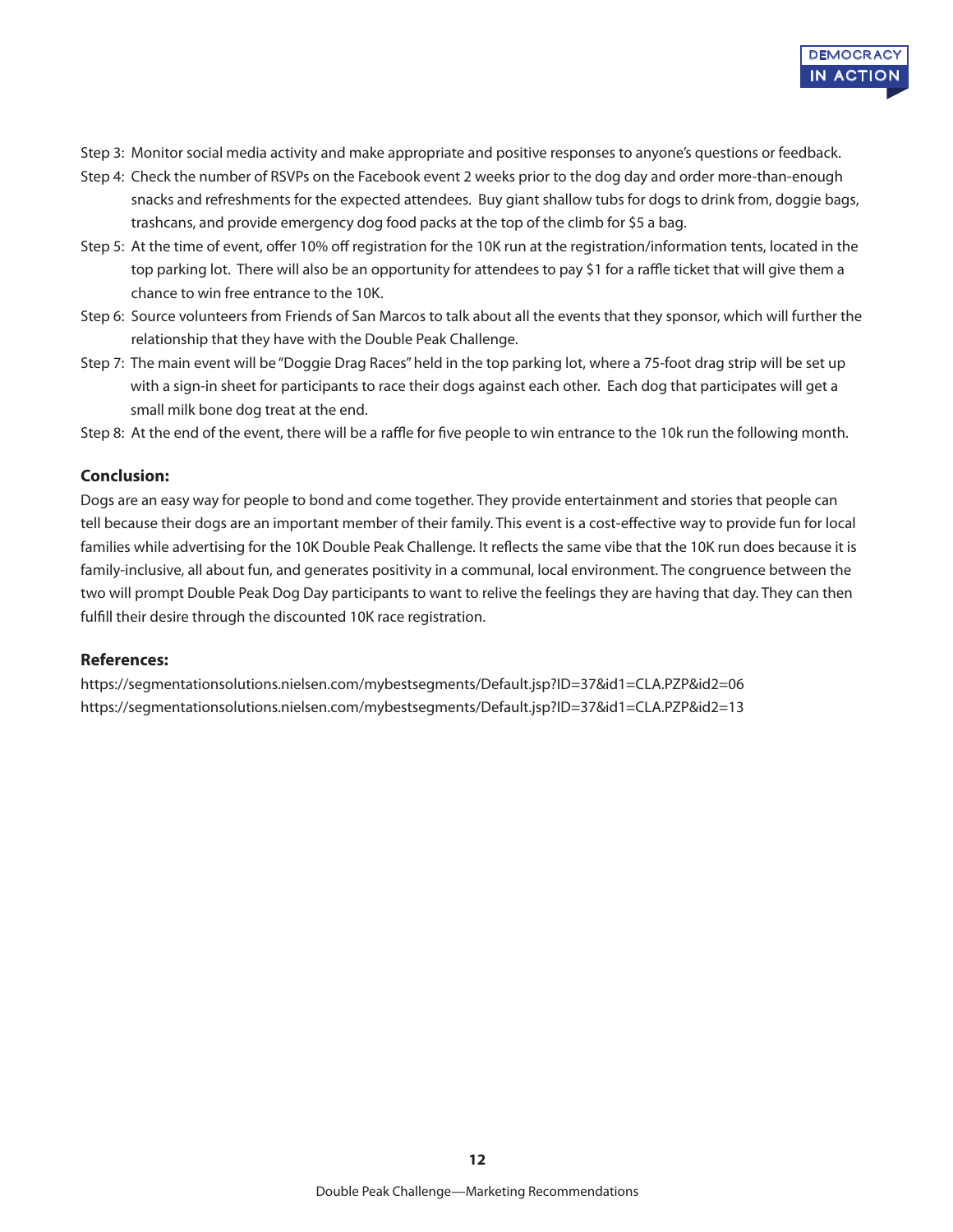Step 3: Monitor social media activity and make appropriate and positive responses to anyone's questions or feedback.

Step 4: Check the number of RSVPs on the Facebook event 2 weeks prior to the dog day and order more-than-enough snacks and refreshments for the expected attendees. Buy giant shallow tubs for dogs to drink from, doggie bags, trashcans, and provide emergency dog food packs at the top of the climb for $5 a bag.

Step 5: At the time of event, offer 10% off registration for the 10K run at the registration/information tents, located in the top parking lot. There will also be an opportunity for attendees to pay $1 for a raffle ticket that will give them a chance to win free entrance to the 10K.

Step 6: Source volunteers from Friends of San Marcos to talk about all the events that they sponsor, which will further the relationship that they have with the Double Peak Challenge.

Step 7: The main event will be "Doggie Drag Races" held in the top parking lot, where a 75-foot drag strip will be set up with a sign-in sheet for participants to race their dogs against each other. Each dog that participates will get a small milk bone dog treat at the end.

Step 8: At the end of the event, there will be a raffle for five people to win entrance to the 10k run the following month.

**Conclusion:**

Dogs are an easy way for people to bond and come together. They provide entertainment and stories that people can tell because their dogs are an important member of their family. This event is a cost-effective way to provide fun for local families while advertising for the 10K Double Peak Challenge. It reflects the same vibe that the 10K run does because it is family-inclusive, all about fun, and generates positivity in a communal, local environment. The congruence between the two will prompt Double Peak Dog Day participants to want to relive the feelings they are having that day. They can then fulfill their desire through the discounted 10K race registration.

**References:**

https://segmentationsolutions.nielsen.com/mybestsegments/Default.jsp?ID=37&id1=CLA.PZP&id2=06
https://segmentationsolutions.nielsen.com/mybestsegments/Default.jsp?ID=37&id1=CLA.PZP&id2=13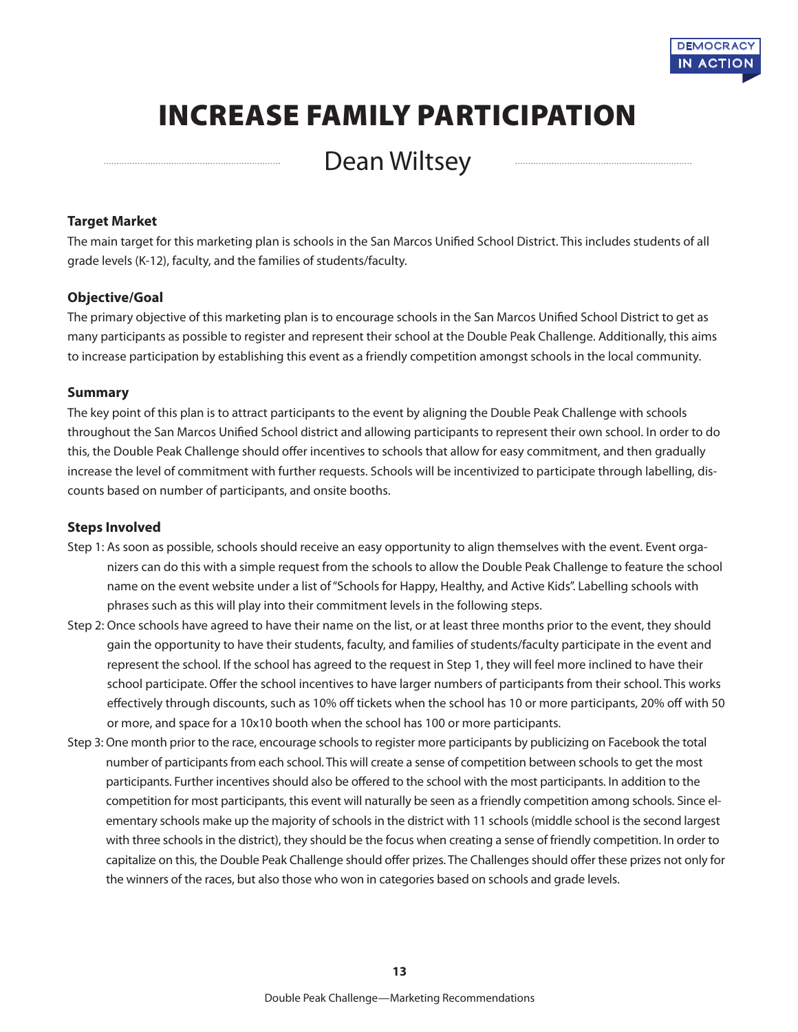# INCREASE FAMILY PARTICIPATION

## Dean Wiltsey

### Target Market

The main target for this marketing plan is schools in the San Marcos Unified School District. This includes students of all grade levels (K-12), faculty, and the families of students/faculty.

### Objective/Goal

The primary objective of this marketing plan is to encourage schools in the San Marcos Unified School District to get as many participants as possible to register and represent their school at the Double Peak Challenge. Additionally, this aims to increase participation by establishing this event as a friendly competition amongst schools in the local community.

### Summary

The key point of this plan is to attract participants to the event by aligning the Double Peak Challenge with schools throughout the San Marcos Unified School district and allowing participants to represent their own school. In order to do this, the Double Peak Challenge should offer incentives to schools that allow for easy commitment, and then gradually increase the level of commitment with further requests. Schools will be incentivized to participate through labelling, discounts based on number of participants, and onsite booths.

### Steps Involved

Step 1: As soon as possible, schools should receive an easy opportunity to align themselves with the event. Event organizers can do this with a simple request from the schools to allow the Double Peak Challenge to feature the school name on the event website under a list of "Schools for Happy, Healthy, and Active Kids". Labelling schools with phrases such as this will play into their commitment levels in the following steps.

Step 2: Once schools have agreed to have their name on the list, or at least three months prior to the event, they should gain the opportunity to have their students, faculty, and families of students/faculty participate in the event and represent the school. If the school has agreed to the request in Step 1, they will feel more inclined to have their school participate. Offer the school incentives to have larger numbers of participants from their school. This works effectively through discounts, such as 10% off tickets when the school has 10 or more participants, 20% off with 50 or more, and space for a 10x10 booth when the school has 100 or more participants.

Step 3: One month prior to the race, encourage schools to register more participants by publicizing on Facebook the total number of participants from each school. This will create a sense of competition between schools to get the most participants. Further incentives should also be offered to the school with the most participants. In addition to the competition for most participants, this event will naturally be seen as a friendly competition among schools. Since elementary schools make up the majority of schools in the district with 11 schools (middle school is the second largest with three schools in the district), they should be the focus when creating a sense of friendly competition. In order to capitalize on this, the Double Peak Challenge should offer prizes. The Challenges should offer these prizes not only for the winners of the races, but also those who won in categories based on schools and grade levels.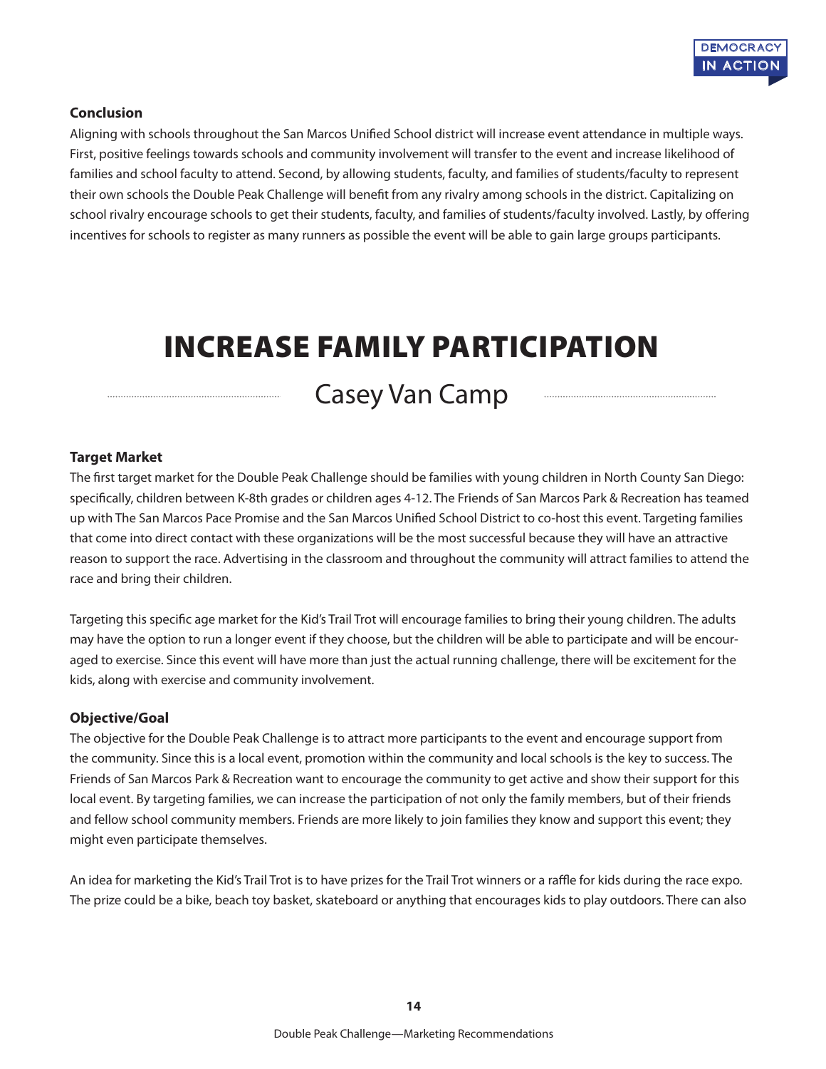### Conclusion

Aligning with schools throughout the San Marcos Unified School district will increase event attendance in multiple ways. First, positive feelings towards schools and community involvement will transfer to the event and increase likelihood of families and school faculty to attend. Second, by allowing students, faculty, and families of students/faculty to represent their own schools the Double Peak Challenge will benefit from any rivalry among schools in the district. Capitalizing on school rivalry encourage schools to get their students, faculty, and families of students/faculty involved. Lastly, by offering incentives for schools to register as many runners as possible the event will be able to gain large groups participants.

# INCREASE FAMILY PARTICIPATION

## Casey Van Camp

### Target Market

The first target market for the Double Peak Challenge should be families with young children in North County San Diego: specifically, children between K-8th grades or children ages 4-12. The Friends of San Marcos Park & Recreation has teamed up with The San Marcos Pace Promise and the San Marcos Unified School District to co-host this event. Targeting families that come into direct contact with these organizations will be the most successful because they will have an attractive reason to support the race. Advertising in the classroom and throughout the community will attract families to attend the race and bring their children.

Targeting this specific age market for the Kid's Trail Trot will encourage families to bring their young children. The adults may have the option to run a longer event if they choose, but the children will be able to participate and will be encouraged to exercise. Since this event will have more than just the actual running challenge, there will be excitement for the kids, along with exercise and community involvement.

### Objective/Goal

The objective for the Double Peak Challenge is to attract more participants to the event and encourage support from the community. Since this is a local event, promotion within the community and local schools is the key to success. The Friends of San Marcos Park & Recreation want to encourage the community to get active and show their support for this local event. By targeting families, we can increase the participation of not only the family members, but of their friends and fellow school community members. Friends are more likely to join families they know and support this event; they might even participate themselves.

An idea for marketing the Kid's Trail Trot is to have prizes for the Trail Trot winners or a raffle for kids during the race expo. The prize could be a bike, beach toy basket, skateboard or anything that encourages kids to play outdoors. There can also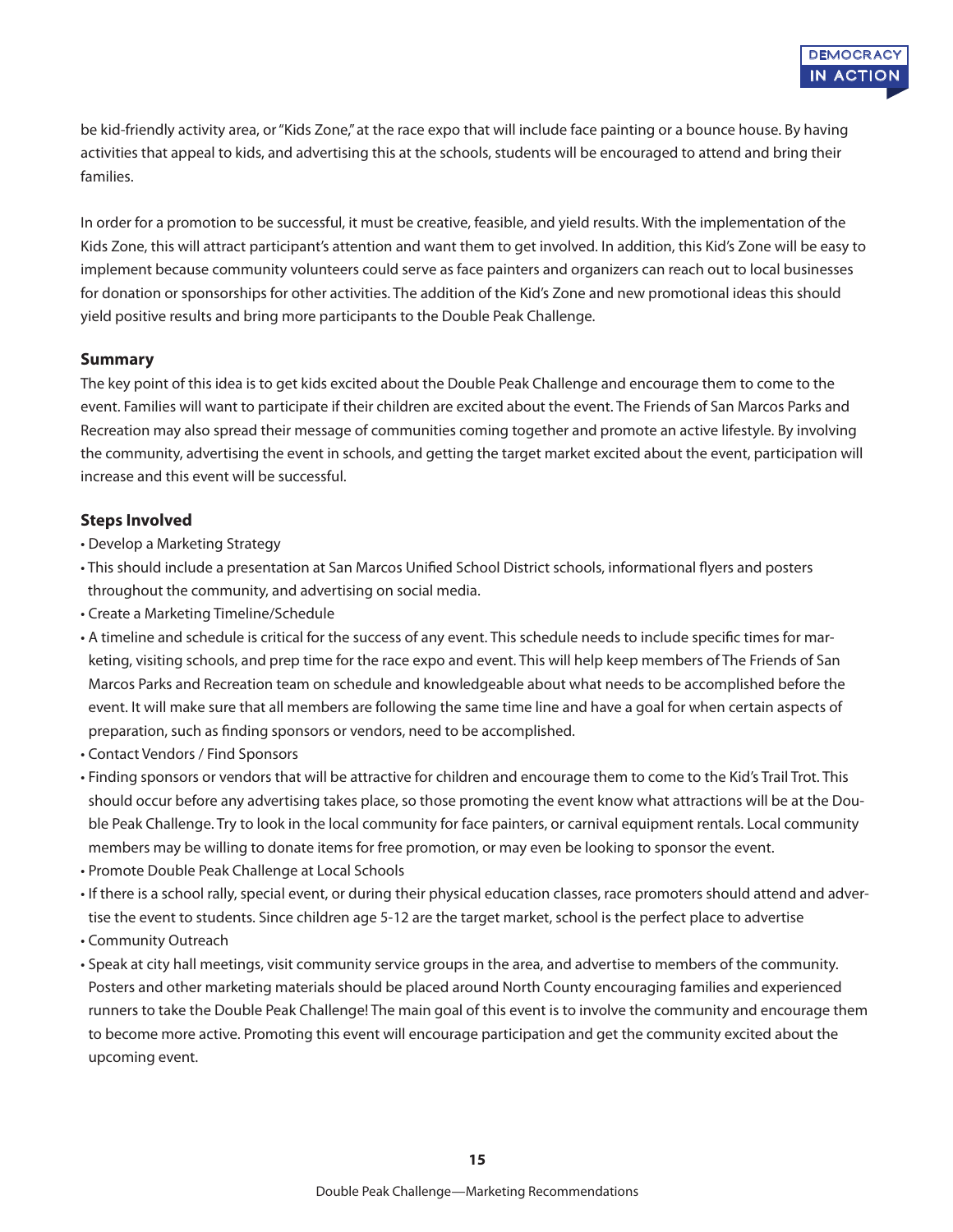be kid-friendly activity area, or "Kids Zone," at the race expo that will include face painting or a bounce house. By having activities that appeal to kids, and advertising this at the schools, students will be encouraged to attend and bring their families.

In order for a promotion to be successful, it must be creative, feasible, and yield results. With the implementation of the Kids Zone, this will attract participant's attention and want them to get involved. In addition, this Kid's Zone will be easy to implement because community volunteers could serve as face painters and organizers can reach out to local businesses for donation or sponsorships for other activities. The addition of the Kid's Zone and new promotional ideas this should yield positive results and bring more participants to the Double Peak Challenge.

### Summary

The key point of this idea is to get kids excited about the Double Peak Challenge and encourage them to come to the event. Families will want to participate if their children are excited about the event. The Friends of San Marcos Parks and Recreation may also spread their message of communities coming together and promote an active lifestyle. By involving the community, advertising the event in schools, and getting the target market excited about the event, participation will increase and this event will be successful.

### Steps Involved

- Develop a Marketing Strategy
- This should include a presentation at San Marcos Unified School District schools, informational flyers and posters throughout the community, and advertising on social media.
- Create a Marketing Timeline/Schedule
- A timeline and schedule is critical for the success of any event. This schedule needs to include specific times for marketing, visiting schools, and prep time for the race expo and event. This will help keep members of The Friends of San Marcos Parks and Recreation team on schedule and knowledgeable about what needs to be accomplished before the event. It will make sure that all members are following the same time line and have a goal for when certain aspects of preparation, such as finding sponsors or vendors, need to be accomplished.
- Contact Vendors / Find Sponsors
- Finding sponsors or vendors that will be attractive for children and encourage them to come to the Kid's Trail Trot. This should occur before any advertising takes place, so those promoting the event know what attractions will be at the Double Peak Challenge. Try to look in the local community for face painters, or carnival equipment rentals. Local community members may be willing to donate items for free promotion, or may even be looking to sponsor the event.
- Promote Double Peak Challenge at Local Schools
- If there is a school rally, special event, or during their physical education classes, race promoters should attend and advertise the event to students. Since children age 5-12 are the target market, school is the perfect place to advertise
- Community Outreach
- Speak at city hall meetings, visit community service groups in the area, and advertise to members of the community. Posters and other marketing materials should be placed around North County encouraging families and experienced runners to take the Double Peak Challenge! The main goal of this event is to involve the community and encourage them to become more active. Promoting this event will encourage participation and get the community excited about the upcoming event.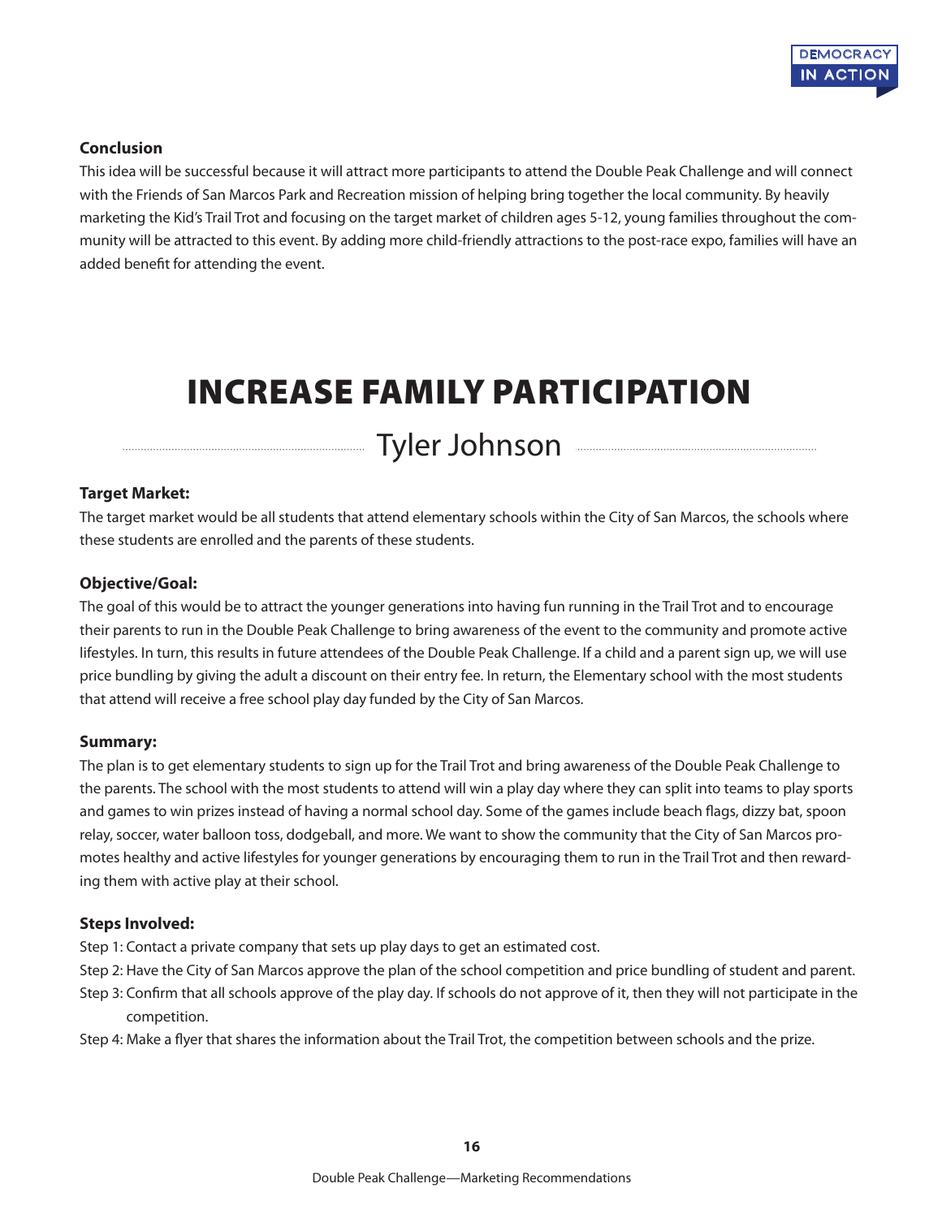**Conclusion**

This idea will be successful because it will attract more participants to attend the Double Peak Challenge and will connect with the Friends of San Marcos Park and Recreation mission of helping bring together the local community. By heavily marketing the Kid's Trail Trot and focusing on the target market of children ages 5-12, young families throughout the community will be attracted to this event. By adding more child-friendly attractions to the post-race expo, families will have an added benefit for attending the event.

# INCREASE FAMILY PARTICIPATION

## Tyler Johnson

**Target Market:**

The target market would be all students that attend elementary schools within the City of San Marcos, the schools where these students are enrolled and the parents of these students.

**Objective/Goal:**

The goal of this would be to attract the younger generations into having fun running in the Trail Trot and to encourage their parents to run in the Double Peak Challenge to bring awareness of the event to the community and promote active lifestyles. In turn, this results in future attendees of the Double Peak Challenge. If a child and a parent sign up, we will use price bundling by giving the adult a discount on their entry fee. In return, the Elementary school with the most students that attend will receive a free school play day funded by the City of San Marcos.

**Summary:**

The plan is to get elementary students to sign up for the Trail Trot and bring awareness of the Double Peak Challenge to the parents. The school with the most students to attend will win a play day where they can split into teams to play sports and games to win prizes instead of having a normal school day. Some of the games include beach flags, dizzy bat, spoon relay, soccer, water balloon toss, dodgeball, and more. We want to show the community that the City of San Marcos promotes healthy and active lifestyles for younger generations by encouraging them to run in the Trail Trot and then rewarding them with active play at their school.

**Steps Involved:**

Step 1: Contact a private company that sets up play days to get an estimated cost.

Step 2: Have the City of San Marcos approve the plan of the school competition and price bundling of student and parent.

Step 3: Confirm that all schools approve of the play day. If schools do not approve of it, then they will not participate in the competition.

Step 4: Make a flyer that shares the information about the Trail Trot, the competition between schools and the prize.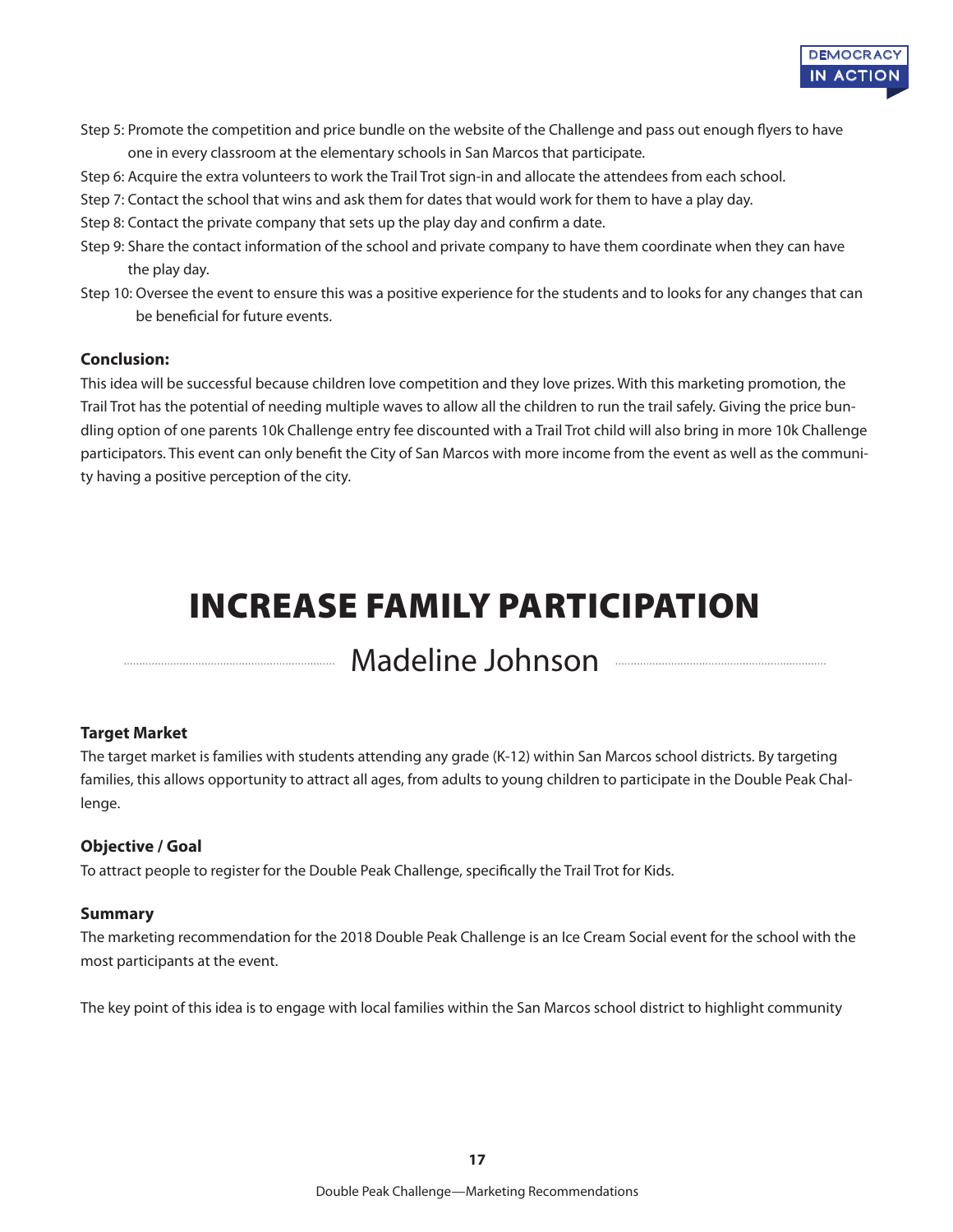Step 5: Promote the competition and price bundle on the website of the Challenge and pass out enough flyers to have one in every classroom at the elementary schools in San Marcos that participate.

Step 6: Acquire the extra volunteers to work the Trail Trot sign-in and allocate the attendees from each school.

Step 7: Contact the school that wins and ask them for dates that would work for them to have a play day.

Step 8: Contact the private company that sets up the play day and confirm a date.

Step 9: Share the contact information of the school and private company to have them coordinate when they can have the play day.

Step 10: Oversee the event to ensure this was a positive experience for the students and to looks for any changes that can be beneficial for future events.

**Conclusion:**

This idea will be successful because children love competition and they love prizes. With this marketing promotion, the Trail Trot has the potential of needing multiple waves to allow all the children to run the trail safely. Giving the price bundling option of one parents 10k Challenge entry fee discounted with a Trail Trot child will also bring in more 10k Challenge participators. This event can only benefit the City of San Marcos with more income from the event as well as the community having a positive perception of the city.

# INCREASE FAMILY PARTICIPATION

## Madeline Johnson

**Target Market**

The target market is families with students attending any grade (K-12) within San Marcos school districts. By targeting families, this allows opportunity to attract all ages, from adults to young children to participate in the Double Peak Challenge.

**Objective / Goal**

To attract people to register for the Double Peak Challenge, specifically the Trail Trot for Kids.

**Summary**

The marketing recommendation for the 2018 Double Peak Challenge is an Ice Cream Social event for the school with the most participants at the event.

The key point of this idea is to engage with local families within the San Marcos school district to highlight community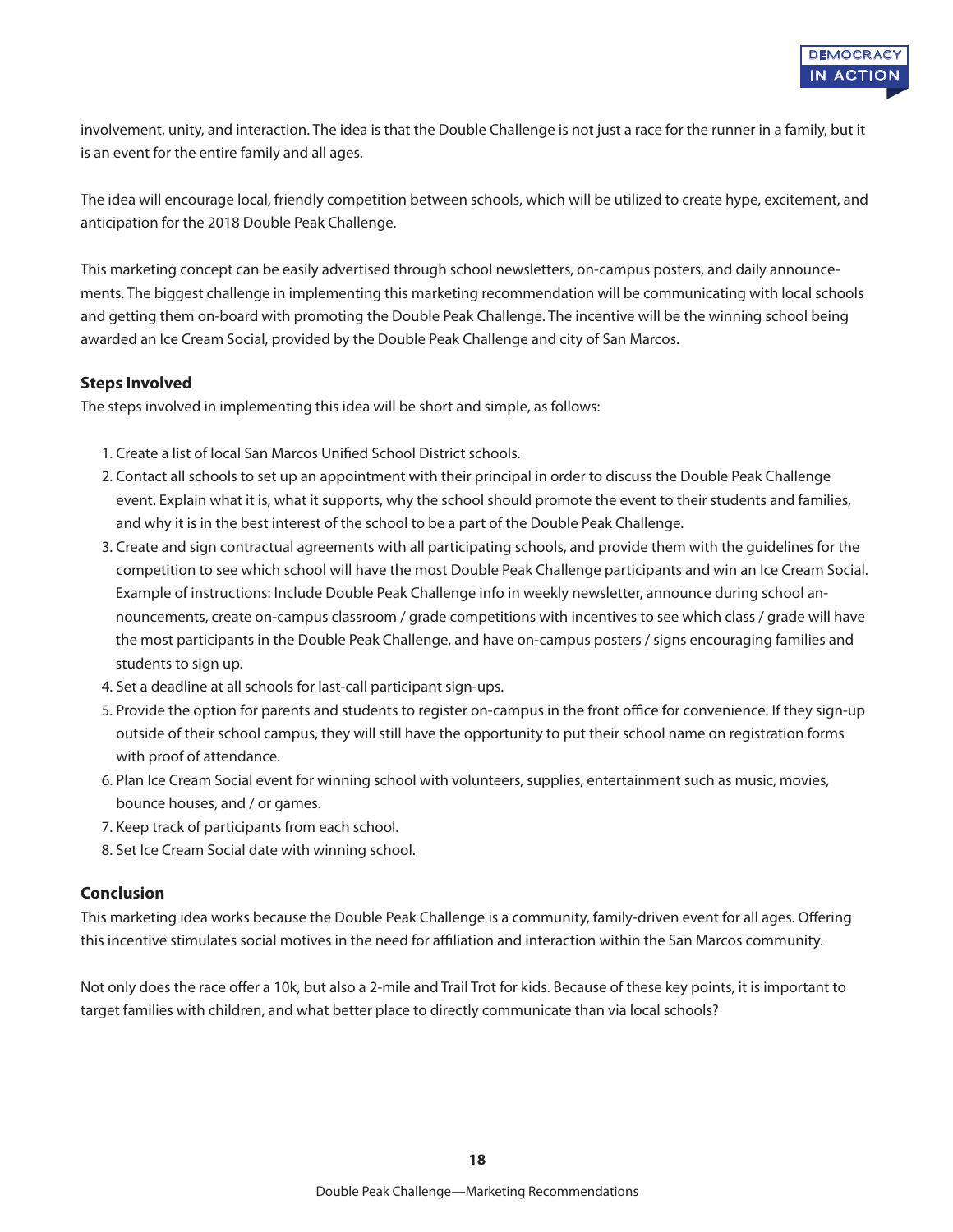involvement, unity, and interaction. The idea is that the Double Challenge is not just a race for the runner in a family, but it is an event for the entire family and all ages.

The idea will encourage local, friendly competition between schools, which will be utilized to create hype, excitement, and anticipation for the 2018 Double Peak Challenge.

This marketing concept can be easily advertised through school newsletters, on-campus posters, and daily announcements. The biggest challenge in implementing this marketing recommendation will be communicating with local schools and getting them on-board with promoting the Double Peak Challenge. The incentive will be the winning school being awarded an Ice Cream Social, provided by the Double Peak Challenge and city of San Marcos.

### Steps Involved

The steps involved in implementing this idea will be short and simple, as follows:

1. Create a list of local San Marcos Unified School District schools.
2. Contact all schools to set up an appointment with their principal in order to discuss the Double Peak Challenge event. Explain what it is, what it supports, why the school should promote the event to their students and families, and why it is in the best interest of the school to be a part of the Double Peak Challenge.
3. Create and sign contractual agreements with all participating schools, and provide them with the guidelines for the competition to see which school will have the most Double Peak Challenge participants and win an Ice Cream Social. Example of instructions: Include Double Peak Challenge info in weekly newsletter, announce during school announcements, create on-campus classroom / grade competitions with incentives to see which class / grade will have the most participants in the Double Peak Challenge, and have on-campus posters / signs encouraging families and students to sign up.
4. Set a deadline at all schools for last-call participant sign-ups.
5. Provide the option for parents and students to register on-campus in the front office for convenience. If they sign-up outside of their school campus, they will still have the opportunity to put their school name on registration forms with proof of attendance.
6. Plan Ice Cream Social event for winning school with volunteers, supplies, entertainment such as music, movies, bounce houses, and / or games.
7. Keep track of participants from each school.
8. Set Ice Cream Social date with winning school.

### Conclusion

This marketing idea works because the Double Peak Challenge is a community, family-driven event for all ages. Offering this incentive stimulates social motives in the need for affiliation and interaction within the San Marcos community.

Not only does the race offer a 10k, but also a 2-mile and Trail Trot for kids. Because of these key points, it is important to target families with children, and what better place to directly communicate than via local schools?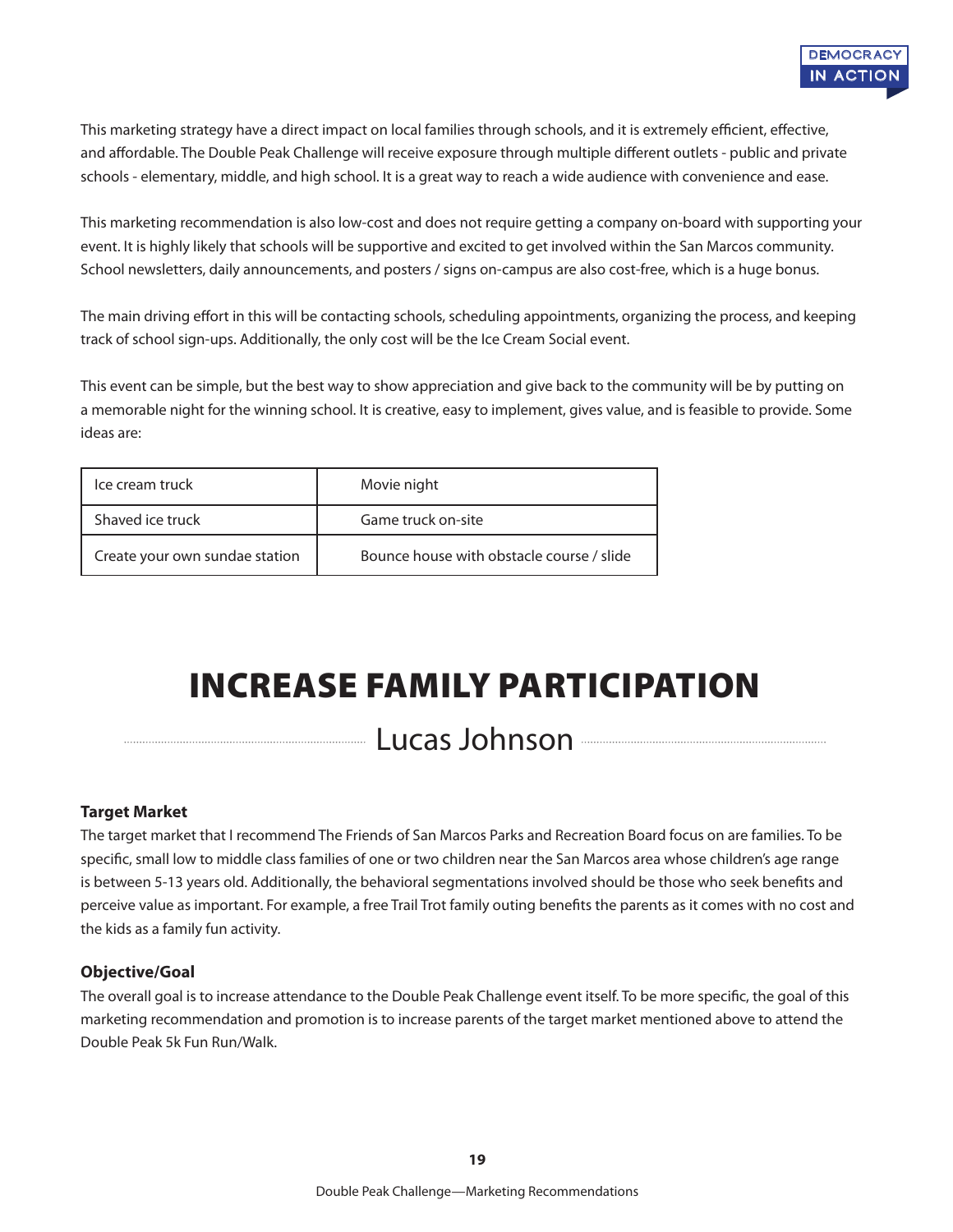This marketing strategy have a direct impact on local families through schools, and it is extremely efficient, effective, and affordable. The Double Peak Challenge will receive exposure through multiple different outlets - public and private schools - elementary, middle, and high school. It is a great way to reach a wide audience with convenience and ease.

This marketing recommendation is also low-cost and does not require getting a company on-board with supporting your event. It is highly likely that schools will be supportive and excited to get involved within the San Marcos community. School newsletters, daily announcements, and posters / signs on-campus are also cost-free, which is a huge bonus.

The main driving effort in this will be contacting schools, scheduling appointments, organizing the process, and keeping track of school sign-ups. Additionally, the only cost will be the Ice Cream Social event.

This event can be simple, but the best way to show appreciation and give back to the community will be by putting on a memorable night for the winning school. It is creative, easy to implement, gives value, and is feasible to provide. Some ideas are:

| | |
|---|---|
| Ice cream truck | Movie night |
| Shaved ice truck | Game truck on-site |
| Create your own sundae station | Bounce house with obstacle course / slide |

# INCREASE FAMILY PARTICIPATION

## Lucas Johnson

**Target Market**

The target market that I recommend The Friends of San Marcos Parks and Recreation Board focus on are families. To be specific, small low to middle class families of one or two children near the San Marcos area whose children's age range is between 5-13 years old. Additionally, the behavioral segmentations involved should be those who seek benefits and perceive value as important. For example, a free Trail Trot family outing benefits the parents as it comes with no cost and the kids as a family fun activity.

**Objective/Goal**

The overall goal is to increase attendance to the Double Peak Challenge event itself. To be more specific, the goal of this marketing recommendation and promotion is to increase parents of the target market mentioned above to attend the Double Peak 5k Fun Run/Walk.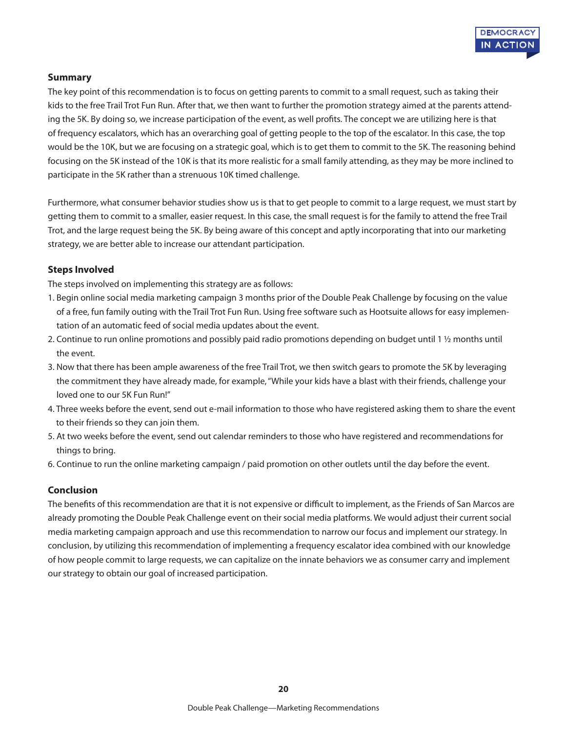## Summary

The key point of this recommendation is to focus on getting parents to commit to a small request, such as taking their kids to the free Trail Trot Fun Run. After that, we then want to further the promotion strategy aimed at the parents attending the 5K. By doing so, we increase participation of the event, as well profits. The concept we are utilizing here is that of frequency escalators, which has an overarching goal of getting people to the top of the escalator. In this case, the top would be the 10K, but we are focusing on a strategic goal, which is to get them to commit to the 5K. The reasoning behind focusing on the 5K instead of the 10K is that its more realistic for a small family attending, as they may be more inclined to participate in the 5K rather than a strenuous 10K timed challenge.

Furthermore, what consumer behavior studies show us is that to get people to commit to a large request, we must start by getting them to commit to a smaller, easier request. In this case, the small request is for the family to attend the free Trail Trot, and the large request being the 5K. By being aware of this concept and aptly incorporating that into our marketing strategy, we are better able to increase our attendant participation.

## Steps Involved

The steps involved on implementing this strategy are as follows:

1. Begin online social media marketing campaign 3 months prior of the Double Peak Challenge by focusing on the value of a free, fun family outing with the Trail Trot Fun Run. Using free software such as Hootsuite allows for easy implementation of an automatic feed of social media updates about the event.
2. Continue to run online promotions and possibly paid radio promotions depending on budget until 1 ½ months until the event.
3. Now that there has been ample awareness of the free Trail Trot, we then switch gears to promote the 5K by leveraging the commitment they have already made, for example, "While your kids have a blast with their friends, challenge your loved one to our 5K Fun Run!"
4. Three weeks before the event, send out e-mail information to those who have registered asking them to share the event to their friends so they can join them.
5. At two weeks before the event, send out calendar reminders to those who have registered and recommendations for things to bring.
6. Continue to run the online marketing campaign / paid promotion on other outlets until the day before the event.

## Conclusion

The benefits of this recommendation are that it is not expensive or difficult to implement, as the Friends of San Marcos are already promoting the Double Peak Challenge event on their social media platforms. We would adjust their current social media marketing campaign approach and use this recommendation to narrow our focus and implement our strategy. In conclusion, by utilizing this recommendation of implementing a frequency escalator idea combined with our knowledge of how people commit to large requests, we can capitalize on the innate behaviors we as consumer carry and implement our strategy to obtain our goal of increased participation.